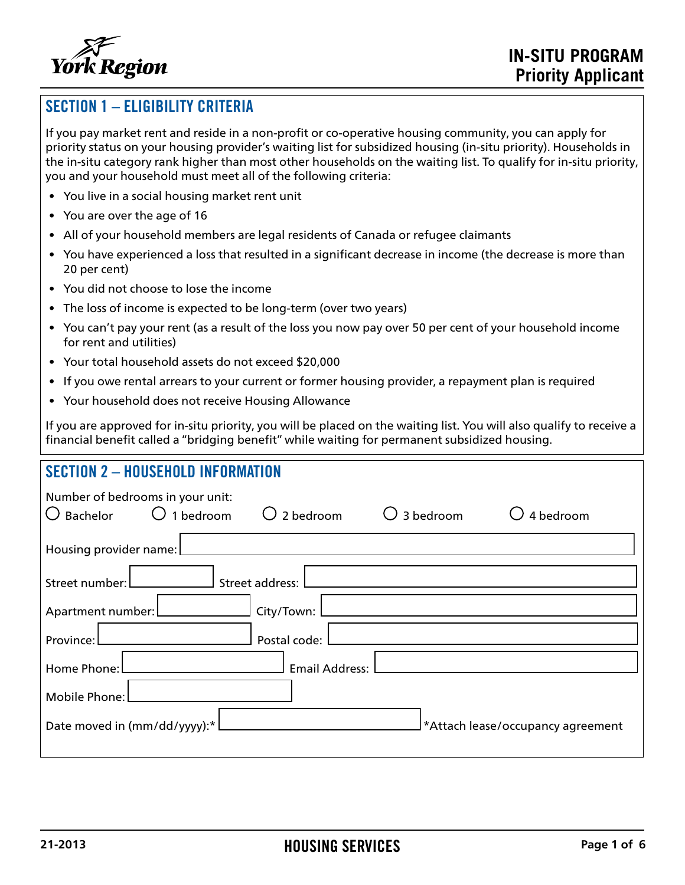York Region

# IN-SITU PROGRAM
# Priority Applicant

## SECTION 1 – ELIGIBILITY CRITERIA

If you pay market rent and reside in a non-profit or co-operative housing community, you can apply for priority status on your housing provider's waiting list for subsidized housing (in-situ priority). Households in the in-situ category rank higher than most other households on the waiting list. To qualify for in-situ priority, you and your household must meet all of the following criteria:

- You live in a social housing market rent unit
- You are over the age of 16
- All of your household members are legal residents of Canada or refugee claimants
- You have experienced a loss that resulted in a significant decrease in income (the decrease is more than 20 per cent)
- You did not choose to lose the income
- The loss of income is expected to be long-term (over two years)
- You can't pay your rent (as a result of the loss you now pay over 50 per cent of your household income for rent and utilities)
- Your total household assets do not exceed $20,000
- If you owe rental arrears to your current or former housing provider, a repayment plan is required
- Your household does not receive Housing Allowance

If you are approved for in-situ priority, you will be placed on the waiting list. You will also qualify to receive a financial benefit called a "bridging benefit" while waiting for permanent subsidized housing.

## SECTION 2 – HOUSEHOLD INFORMATION

Number of bedrooms in your unit:

○ Bachelor ○ 1 bedroom ○ 2 bedroom ○ 3 bedroom ○ 4 bedroom

Housing provider name:

Street number: Street address:

Apartment number: City/Town:

Province: Postal code:

Home Phone: Email Address:

Mobile Phone:

Date moved in (mm/dd/yyyy):* *Attach lease/occupancy agreement

21-2013

HOUSING SERVICES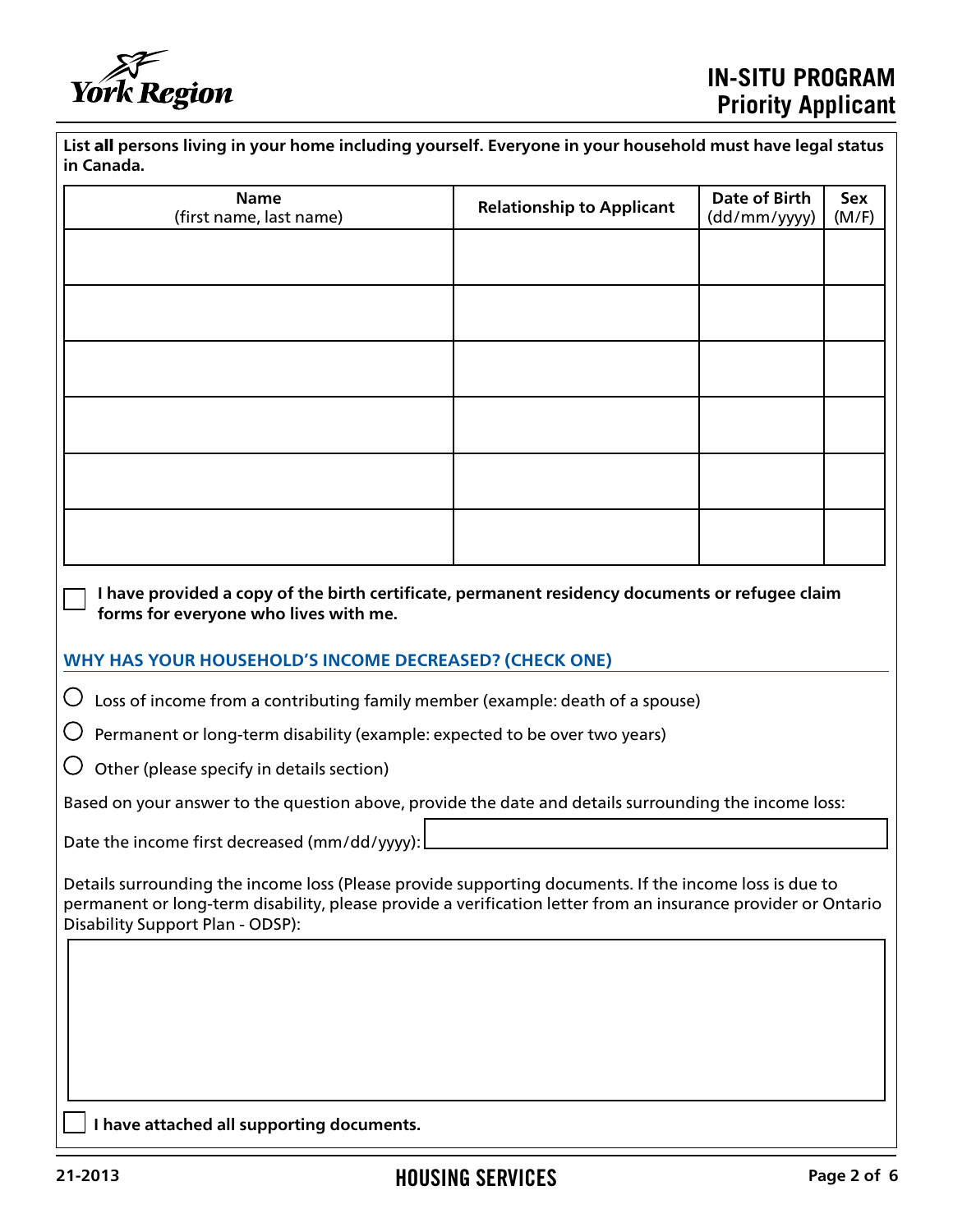**List all persons living in your home including yourself. Everyone in your household must have legal status in Canada.**

| Name (first name, last name) | Relationship to Applicant | Date of Birth (dd/mm/yyyy) | Sex (M/F) |
| --- | --- | --- | --- |
| | | | |
| | | | |
| | | | |
| | | | |
| | | | |
| | | | |

☐ **I have provided a copy of the birth certificate, permanent residency documents or refugee claim forms for everyone who lives with me.**

## WHY HAS YOUR HOUSEHOLD'S INCOME DECREASED? (CHECK ONE)

○ Loss of income from a contributing family member (example: death of a spouse)

○ Permanent or long-term disability (example: expected to be over two years)

○ Other (please specify in details section)

Based on your answer to the question above, provide the date and details surrounding the income loss:

Date the income first decreased (mm/dd/yyyy): ____________________

Details surrounding the income loss (Please provide supporting documents. If the income loss is due to permanent or long-term disability, please provide a verification letter from an insurance provider or Ontario Disability Support Plan - ODSP):

____________________

☐ **I have attached all supporting documents.**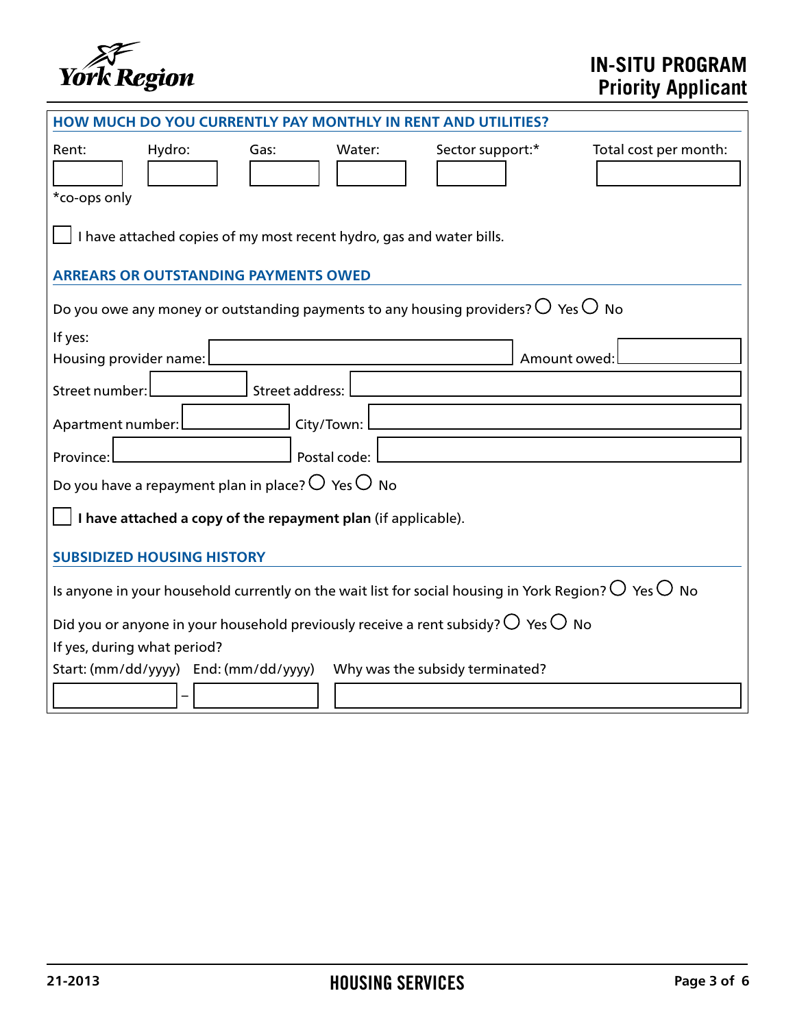## HOW MUCH DO YOU CURRENTLY PAY MONTHLY IN RENT AND UTILITIES?

| Rent: | Hydro: | Gas: | Water: | Sector support:* | Total cost per month: |
|---|---|---|---|---|---|
| | | | | | |

*co-ops only

☐ I have attached copies of my most recent hydro, gas and water bills.

## ARREARS OR OUTSTANDING PAYMENTS OWED

Do you owe any money or outstanding payments to any housing providers? ○ Yes ○ No

If yes:

Housing provider name: ______________________ Amount owed: __________

Street number: __________ Street address: ______________________

Apartment number: __________ City/Town: ______________________

Province: __________ Postal code: ______________________

Do you have a repayment plan in place? ○ Yes ○ No

☐ **I have attached a copy of the repayment plan** (if applicable).

## SUBSIDIZED HOUSING HISTORY

Is anyone in your household currently on the wait list for social housing in York Region? ○ Yes ○ No

Did you or anyone in your household previously receive a rent subsidy? ○ Yes ○ No

If yes, during what period?

| Start: (mm/dd/yyyy) | End: (mm/dd/yyyy) | Why was the subsidy terminated? |
|---|---|---|
| | | |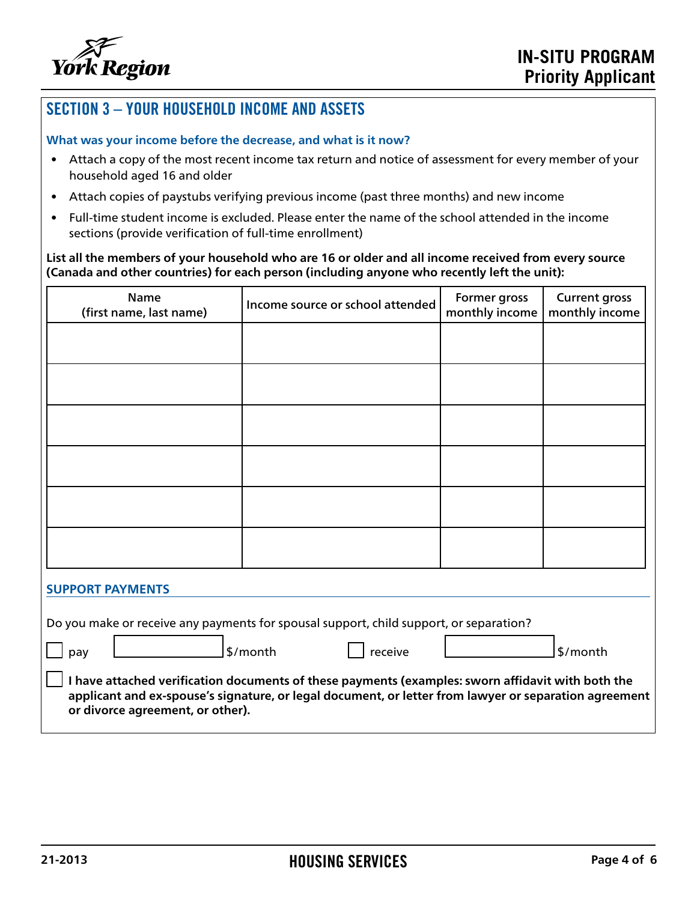## SECTION 3 – YOUR HOUSEHOLD INCOME AND ASSETS

### What was your income before the decrease, and what is it now?

- Attach a copy of the most recent income tax return and notice of assessment for every member of your household aged 16 and older
- Attach copies of paystubs verifying previous income (past three months) and new income
- Full-time student income is excluded. Please enter the name of the school attended in the income sections (provide verification of full-time enrollment)

**List all the members of your household who are 16 or older and all income received from every source (Canada and other countries) for each person (including anyone who recently left the unit):**

| Name (first name, last name) | Income source or school attended | Former gross monthly income | Current gross monthly income |
|---|---|---|---|
| | | | |
| | | | |
| | | | |
| | | | |
| | | | |
| | | | |

### SUPPORT PAYMENTS

Do you make or receive any payments for spousal support, child support, or separation?

☐ pay ________ $/month ☐ receive ________ $/month

☐ **I have attached verification documents of these payments (examples: sworn affidavit with both the applicant and ex-spouse's signature, or legal document, or letter from lawyer or separation agreement or divorce agreement, or other).**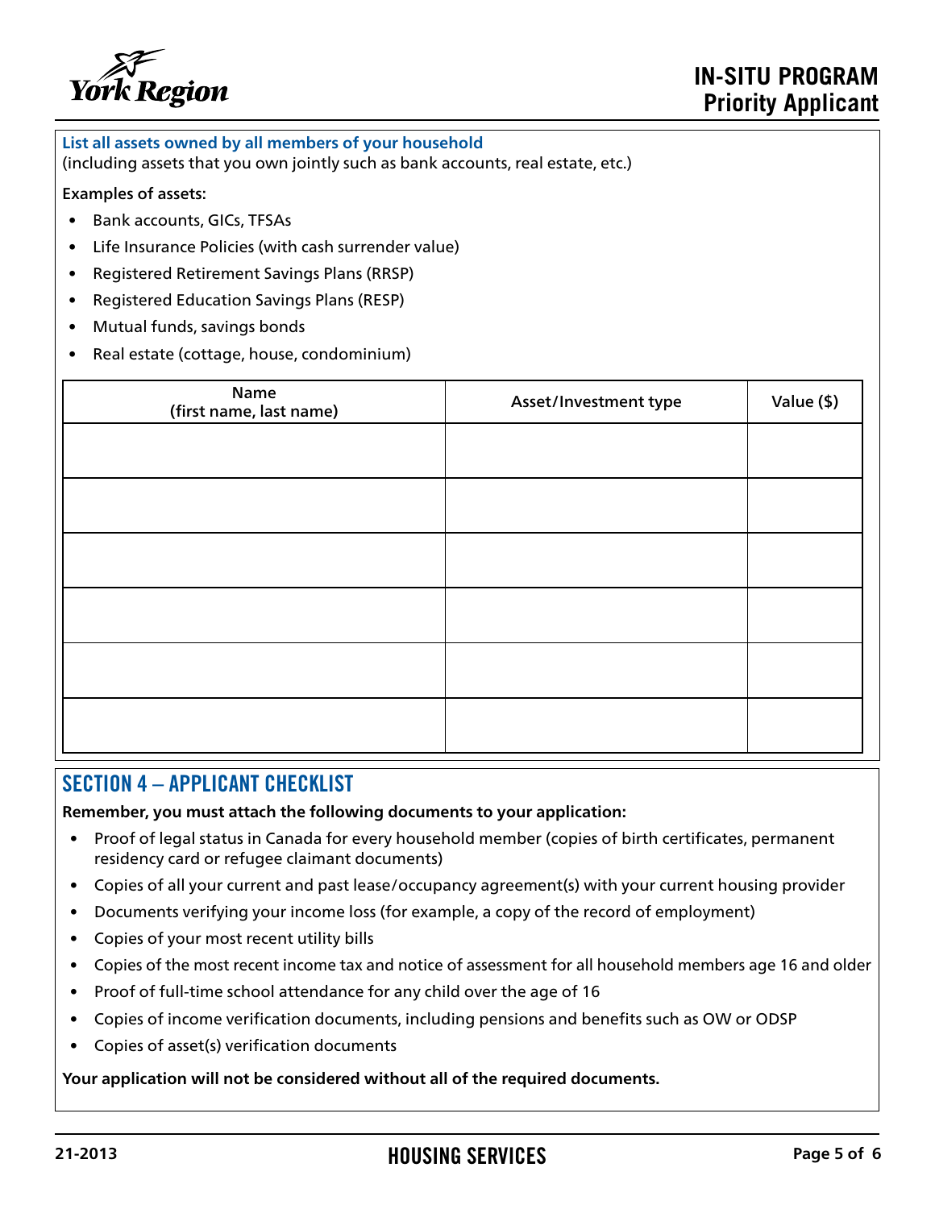**List all assets owned by all members of your household**
(including assets that you own jointly such as bank accounts, real estate, etc.)

Examples of assets:

- Bank accounts, GICs, TFSAs
- Life Insurance Policies (with cash surrender value)
- Registered Retirement Savings Plans (RRSP)
- Registered Education Savings Plans (RESP)
- Mutual funds, savings bonds
- Real estate (cottage, house, condominium)

| Name (first name, last name) | Asset/Investment type | Value ($) |
|---|---|---|
| | | |
| | | |
| | | |
| | | |
| | | |
| | | |

## SECTION 4 – APPLICANT CHECKLIST

**Remember, you must attach the following documents to your application:**

- Proof of legal status in Canada for every household member (copies of birth certificates, permanent residency card or refugee claimant documents)
- Copies of all your current and past lease/occupancy agreement(s) with your current housing provider
- Documents verifying your income loss (for example, a copy of the record of employment)
- Copies of your most recent utility bills
- Copies of the most recent income tax and notice of assessment for all household members age 16 and older
- Proof of full-time school attendance for any child over the age of 16
- Copies of income verification documents, including pensions and benefits such as OW or ODSP
- Copies of asset(s) verification documents

**Your application will not be considered without all of the required documents.**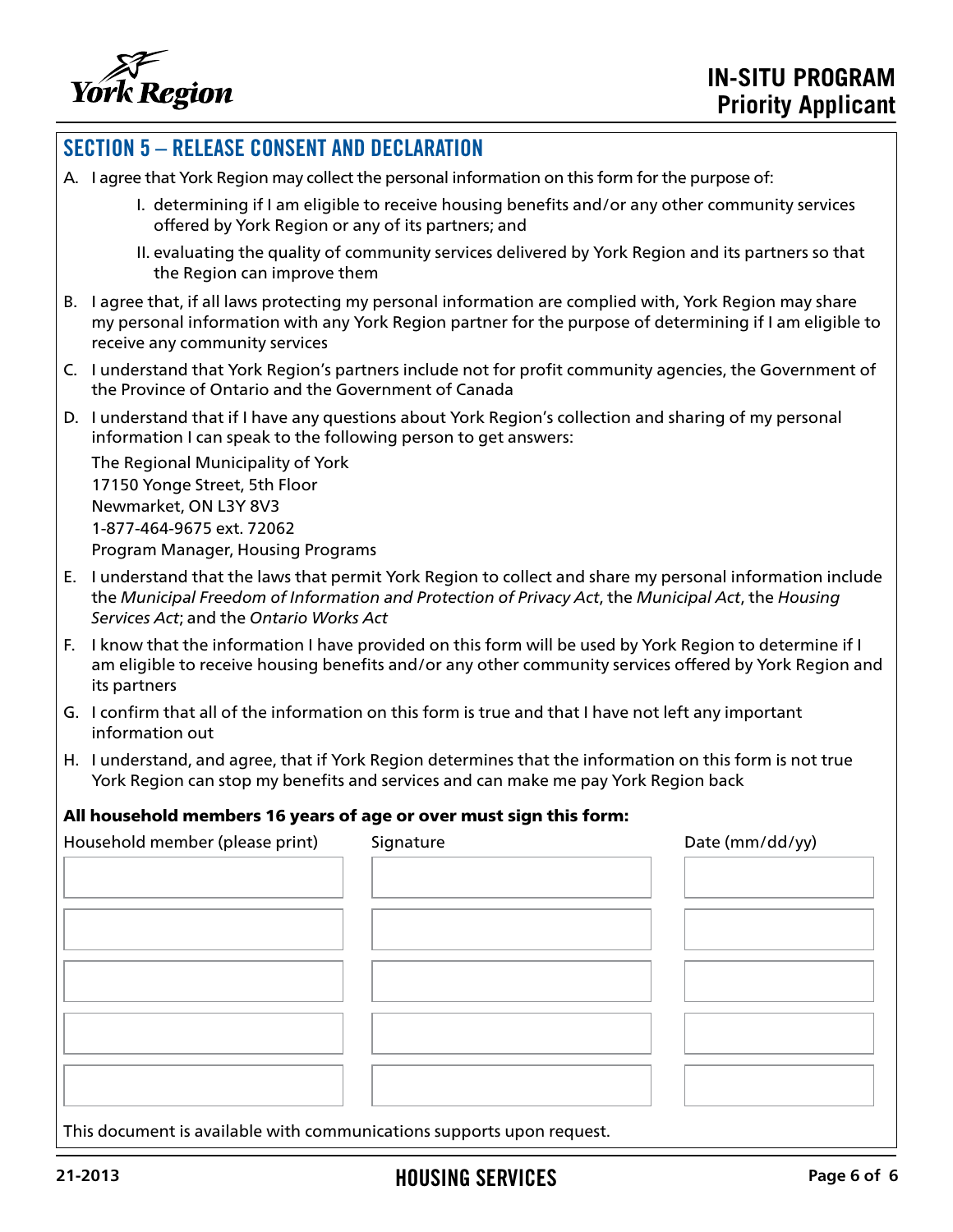## SECTION 5 – RELEASE CONSENT AND DECLARATION

A. I agree that York Region may collect the personal information on this form for the purpose of:

   I. determining if I am eligible to receive housing benefits and/or any other community services offered by York Region or any of its partners; and

   II. evaluating the quality of community services delivered by York Region and its partners so that the Region can improve them

B. I agree that, if all laws protecting my personal information are complied with, York Region may share my personal information with any York Region partner for the purpose of determining if I am eligible to receive any community services

C. I understand that York Region's partners include not for profit community agencies, the Government of the Province of Ontario and the Government of Canada

D. I understand that if I have any questions about York Region's collection and sharing of my personal information I can speak to the following person to get answers:

   The Regional Municipality of York
   17150 Yonge Street, 5th Floor
   Newmarket, ON L3Y 8V3
   1-877-464-9675 ext. 72062
   Program Manager, Housing Programs

E. I understand that the laws that permit York Region to collect and share my personal information include the *Municipal Freedom of Information and Protection of Privacy Act*, the *Municipal Act*, the *Housing Services Act*; and the *Ontario Works Act*

F. I know that the information I have provided on this form will be used by York Region to determine if I am eligible to receive housing benefits and/or any other community services offered by York Region and its partners

G. I confirm that all of the information on this form is true and that I have not left any important information out

H. I understand, and agree, that if York Region determines that the information on this form is not true York Region can stop my benefits and services and can make me pay York Region back

**All household members 16 years of age or over must sign this form:**

| Household member (please print) | Signature | Date (mm/dd/yy) |
|---|---|---|
| | | |
| | | |
| | | |
| | | |
| | | |

This document is available with communications supports upon request.